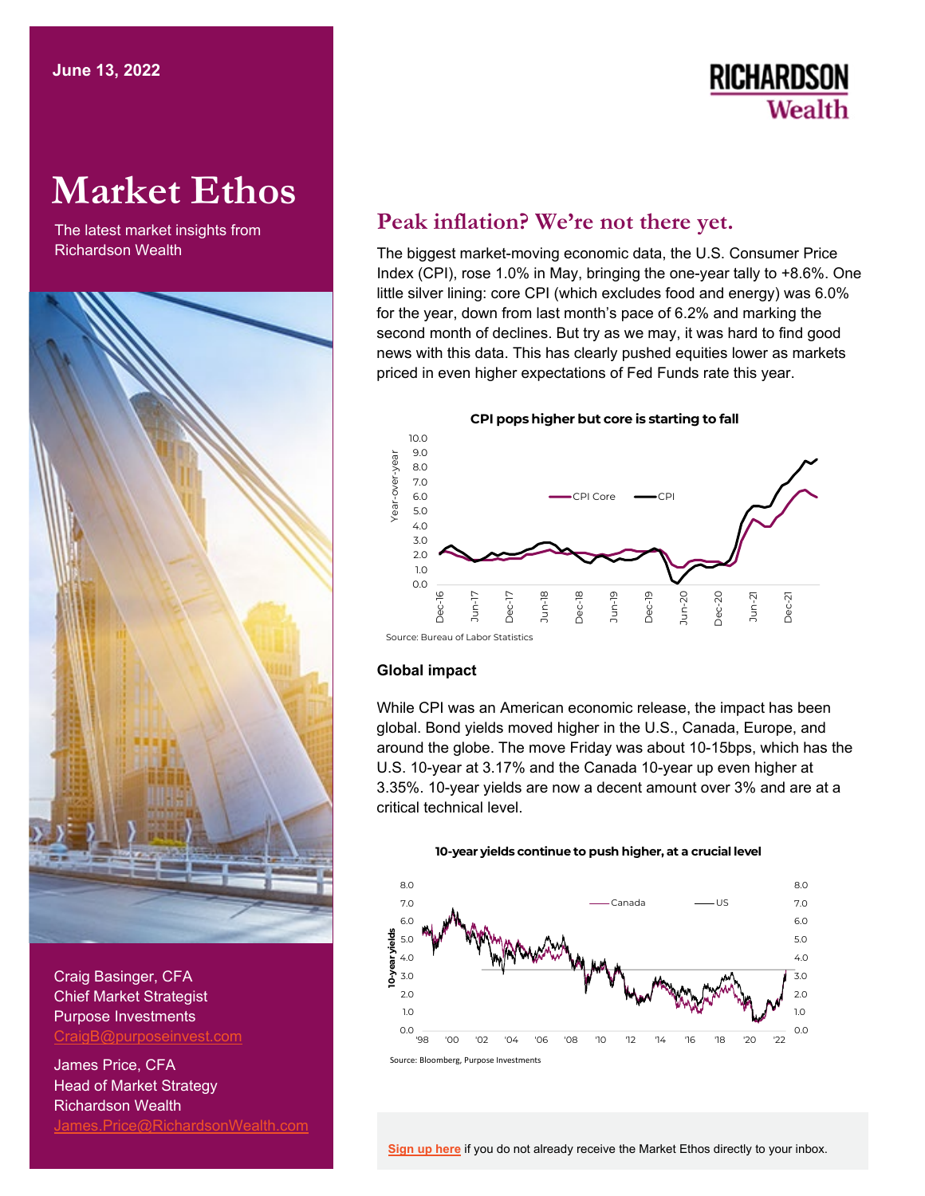June 13, 2022

# Market Ethos

The latest market insights from Richardson Wealth

## Peak inflation? We're not there yet.

The biggest market-moving economic data, the U.S. Consumer Price Index (CPI), rose 1.0% in May, bringing the one-year tally to +8.6%. One little silver lining: core CPI (which excludes food and energy) was 6.0% for the year, down from last month's pace of 6.2% and marking the second month of declines. But try as we may, it was hard to find good news with this data. This has clearly pushed equities lower as markets priced in even higher expectations of Fed Funds rate this year.

**CPI pops higher but core is starting to fall**

Source: Bureau of Labor Statistics

### Global impact

While CPI was an American economic release, the impact has been global. Bond yields moved higher in the U.S., Canada, Europe, and around the globe. The move Friday was about 10-15bps, which has the U.S. 10-year at 3.17% and the Canada 10-year up even higher at 3.35%. 10-year yields are now a decent amount over 3% and are at a critical technical level.

**10-year yields continue to push higher, at a crucial level**

Source: Bloomberg, Purpose Investments

Craig Basinger, CFA
Chief Market Strategist
Purpose Investments
CraigB@purposeinvest.com

James Price, CFA
Head of Market Strategy
Richardson Wealth
James.Price@RichardsonWealth.com

**Sign up here** if you do not already receive the Market Ethos directly to your inbox.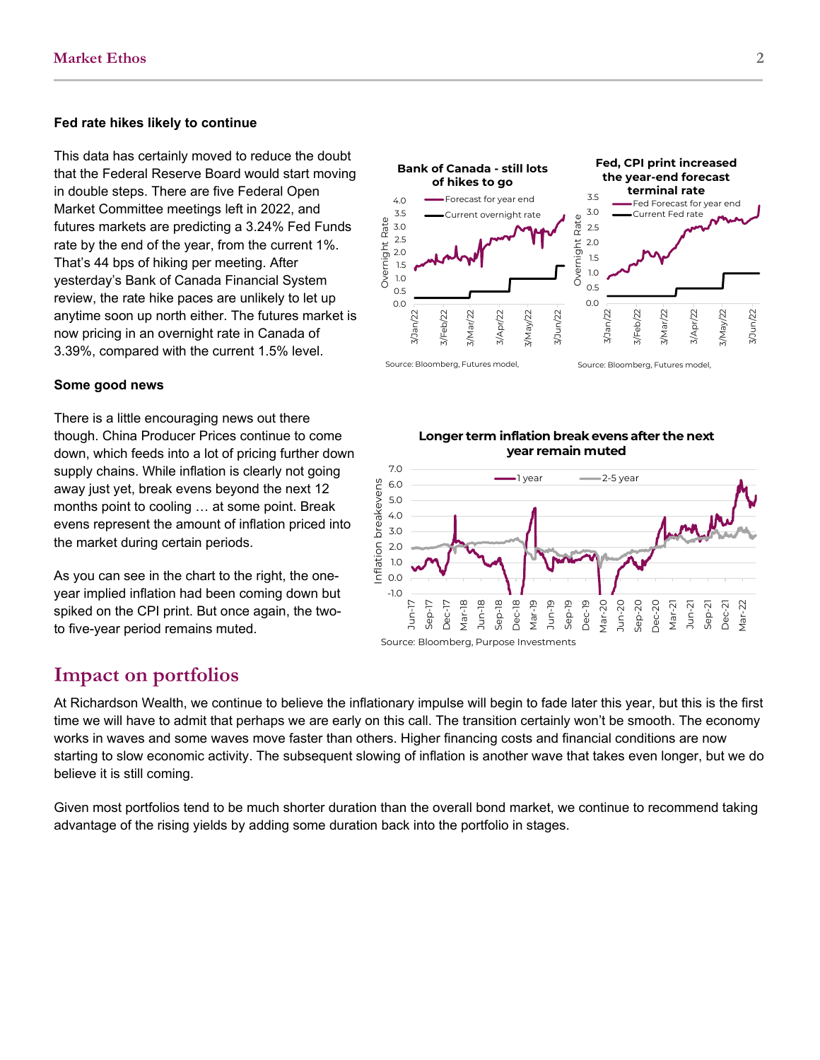### Fed rate hikes likely to continue

This data has certainly moved to reduce the doubt that the Federal Reserve Board would start moving in double steps. There are five Federal Open Market Committee meetings left in 2022, and futures markets are predicting a 3.24% Fed Funds rate by the end of the year, from the current 1%. That's 44 bps of hiking per meeting. After yesterday's Bank of Canada Financial System review, the rate hike paces are unlikely to let up anytime soon up north either. The futures market is now pricing in an overnight rate in Canada of 3.39%, compared with the current 1.5% level.

**Bank of Canada - still lots of hikes to go**

Source: Bloomberg, Futures model,

**Fed, CPI print increased the year-end forecast terminal rate**

Source: Bloomberg, Futures model,

### Some good news

There is a little encouraging news out there though. China Producer Prices continue to come down, which feeds into a lot of pricing further down supply chains. While inflation is clearly not going away just yet, break evens beyond the next 12 months point to cooling … at some point. Break evens represent the amount of inflation priced into the market during certain periods.

As you can see in the chart to the right, the one-year implied inflation had been coming down but spiked on the CPI print. But once again, the two-to five-year period remains muted.

**Longer term inflation break evens after the next year remain muted**

Source: Bloomberg, Purpose Investments

## Impact on portfolios

At Richardson Wealth, we continue to believe the inflationary impulse will begin to fade later this year, but this is the first time we will have to admit that perhaps we are early on this call. The transition certainly won't be smooth. The economy works in waves and some waves move faster than others. Higher financing costs and financial conditions are now starting to slow economic activity. The subsequent slowing of inflation is another wave that takes even longer, but we do believe it is still coming.

Given most portfolios tend to be much shorter duration than the overall bond market, we continue to recommend taking advantage of the rising yields by adding some duration back into the portfolio in stages.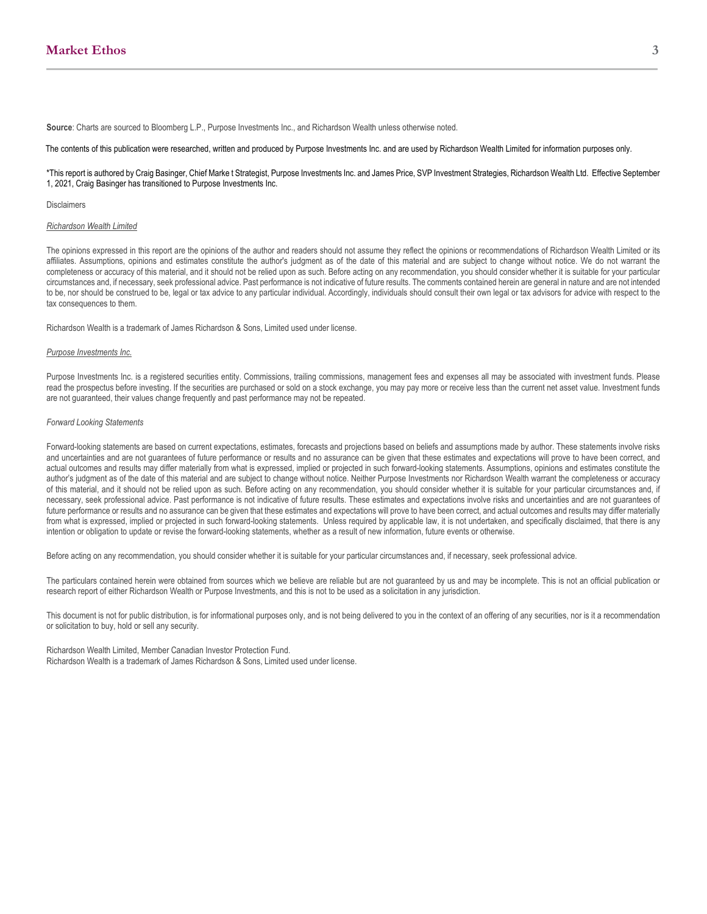**Source**: Charts are sourced to Bloomberg L.P., Purpose Investments Inc., and Richardson Wealth unless otherwise noted.

The contents of this publication were researched, written and produced by Purpose Investments Inc. and are used by Richardson Wealth Limited for information purposes only.

*This report is authored by Craig Basinger, Chief Marke t Strategist, Purpose Investments Inc. and James Price, SVP Investment Strategies, Richardson Wealth Ltd. Effective September 1, 2021, Craig Basinger has transitioned to Purpose Investments Inc.

Disclaimers

*Richardson Wealth Limited*

The opinions expressed in this report are the opinions of the author and readers should not assume they reflect the opinions or recommendations of Richardson Wealth Limited or its affiliates. Assumptions, opinions and estimates constitute the author's judgment as of the date of this material and are subject to change without notice. We do not warrant the completeness or accuracy of this material, and it should not be relied upon as such. Before acting on any recommendation, you should consider whether it is suitable for your particular circumstances and, if necessary, seek professional advice. Past performance is not indicative of future results. The comments contained herein are general in nature and are not intended to be, nor should be construed to be, legal or tax advice to any particular individual. Accordingly, individuals should consult their own legal or tax advisors for advice with respect to the tax consequences to them.

Richardson Wealth is a trademark of James Richardson & Sons, Limited used under license.

*Purpose Investments Inc.*

Purpose Investments Inc. is a registered securities entity. Commissions, trailing commissions, management fees and expenses all may be associated with investment funds. Please read the prospectus before investing. If the securities are purchased or sold on a stock exchange, you may pay more or receive less than the current net asset value. Investment funds are not guaranteed, their values change frequently and past performance may not be repeated.

*Forward Looking Statements*

Forward-looking statements are based on current expectations, estimates, forecasts and projections based on beliefs and assumptions made by author. These statements involve risks and uncertainties and are not guarantees of future performance or results and no assurance can be given that these estimates and expectations will prove to have been correct, and actual outcomes and results may differ materially from what is expressed, implied or projected in such forward-looking statements. Assumptions, opinions and estimates constitute the author's judgment as of the date of this material and are subject to change without notice. Neither Purpose Investments nor Richardson Wealth warrant the completeness or accuracy of this material, and it should not be relied upon as such. Before acting on any recommendation, you should consider whether it is suitable for your particular circumstances and, if necessary, seek professional advice. Past performance is not indicative of future results. These estimates and expectations involve risks and uncertainties and are not guarantees of future performance or results and no assurance can be given that these estimates and expectations will prove to have been correct, and actual outcomes and results may differ materially from what is expressed, implied or projected in such forward-looking statements. Unless required by applicable law, it is not undertaken, and specifically disclaimed, that there is any intention or obligation to update or revise the forward-looking statements, whether as a result of new information, future events or otherwise.

Before acting on any recommendation, you should consider whether it is suitable for your particular circumstances and, if necessary, seek professional advice.

The particulars contained herein were obtained from sources which we believe are reliable but are not guaranteed by us and may be incomplete. This is not an official publication or research report of either Richardson Wealth or Purpose Investments, and this is not to be used as a solicitation in any jurisdiction.

This document is not for public distribution, is for informational purposes only, and is not being delivered to you in the context of an offering of any securities, nor is it a recommendation or solicitation to buy, hold or sell any security.

Richardson Wealth Limited, Member Canadian Investor Protection Fund.
Richardson Wealth is a trademark of James Richardson & Sons, Limited used under license.